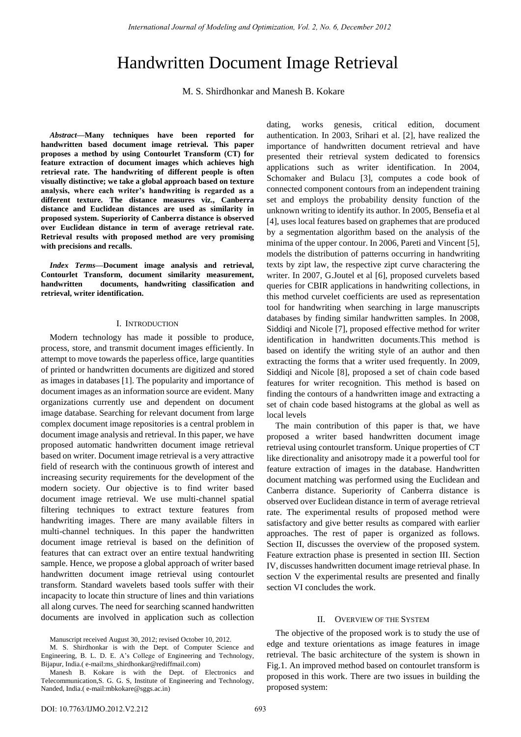# Handwritten Document Image Retrieval

M. S. Shirdhonkar and Manesh B. Kokare

***Abstract*—Many techniques have been reported for handwritten based document image retrieval. This paper proposes a method by using Contourlet Transform (CT) for feature extraction of document images which achieves high retrieval rate. The handwriting of different people is often visually distinctive; we take a global approach based on texture analysis, where each writer's handwriting is regarded as a different texture. The distance measures viz., Canberra distance and Euclidean distances are used as similarity in proposed system. Superiority of Canberra distance is observed over Euclidean distance in term of average retrieval rate. Retrieval results with proposed method are very promising with precisions and recalls.**

***Index Terms*—Document image analysis and retrieval, Contourlet Transform, document similarity measurement, handwritten documents, handwriting classification and retrieval, writer identification.**

## I. Introduction

Modern technology has made it possible to produce, process, store, and transmit document images efficiently. In attempt to move towards the paperless office, large quantities of printed or handwritten documents are digitized and stored as images in databases [1]. The popularity and importance of document images as an information source are evident. Many organizations currently use and dependent on document image database. Searching for relevant document from large complex document image repositories is a central problem in document image analysis and retrieval. In this paper, we have proposed automatic handwritten document image retrieval based on writer. Document image retrieval is a very attractive field of research with the continuous growth of interest and increasing security requirements for the development of the modern society. Our objective is to find writer based document image retrieval. We use multi-channel spatial filtering techniques to extract texture features from handwriting images. There are many available filters in multi-channel techniques. In this paper the handwritten document image retrieval is based on the definition of features that can extract over an entire textual handwriting sample. Hence, we propose a global approach of writer based handwritten document image retrieval using contourlet transform. Standard wavelets based tools suffer with their incapacity to locate thin structure of lines and thin variations all along curves. The need for searching scanned handwritten documents are involved in application such as collection dating, works genesis, critical edition, document authentication. In 2003, Srihari et al. [2], have realized the importance of handwritten document retrieval and have presented their retrieval system dedicated to forensics applications such as writer identification. In 2004, Schomaker and Bulacu [3], computes a code book of connected component contours from an independent training set and employs the probability density function of the unknown writing to identify its author. In 2005, Bensefia et al [4], uses local features based on graphemes that are produced by a segmentation algorithm based on the analysis of the minima of the upper contour. In 2006, Pareti and Vincent [5], models the distribution of patterns occurring in handwriting texts by zipt law, the respective zipt curve charactering the writer. In 2007, G.Joutel et al [6], proposed curvelets based queries for CBIR applications in handwriting collections, in this method curvelet coefficients are used as representation tool for handwriting when searching in large manuscripts databases by finding similar handwritten samples. In 2008, Siddiqi and Nicole [7], proposed effective method for writer identification in handwritten documents.This method is based on identify the writing style of an author and then extracting the forms that a writer used frequently. In 2009, Siddiqi and Nicole [8], proposed a set of chain code based features for writer recognition. This method is based on finding the contours of a handwritten image and extracting a set of chain code based histograms at the global as well as local levels

The main contribution of this paper is that, we have proposed a writer based handwritten document image retrieval using contourlet transform. Unique properties of CT like directionality and anisotropy made it a powerful tool for feature extraction of images in the database. Handwritten document matching was performed using the Euclidean and Canberra distance. Superiority of Canberra distance is observed over Euclidean distance in term of average retrieval rate. The experimental results of proposed method were satisfactory and give better results as compared with earlier approaches. The rest of paper is organized as follows. Section II, discusses the overview of the proposed system. Feature extraction phase is presented in section III. Section IV, discusses handwritten document image retrieval phase. In section V the experimental results are presented and finally section VI concludes the work.

## II. Overview of the System

The objective of the proposed work is to study the use of edge and texture orientations as image features in image retrieval. The basic architecture of the system is shown in Fig.1. An improved method based on contourlet transform is proposed in this work. There are two issues in building the proposed system:

Manuscript received August 30, 2012; revised October 10, 2012.

M. S. Shirdhonkar is with the Dept. of Computer Science and Engineering, B. L. D. E. A's College of Engineering and Technology, Bijapur, India.( e-mail:ms_shirdhonkar@rediffmail.com)

Manesh B. Kokare is with the Dept. of Electronics and Telecommunication,S. G. G. S, Institute of Engineering and Technology, Nanded, India.( e-mail:mbkokare@sggs.ac.in)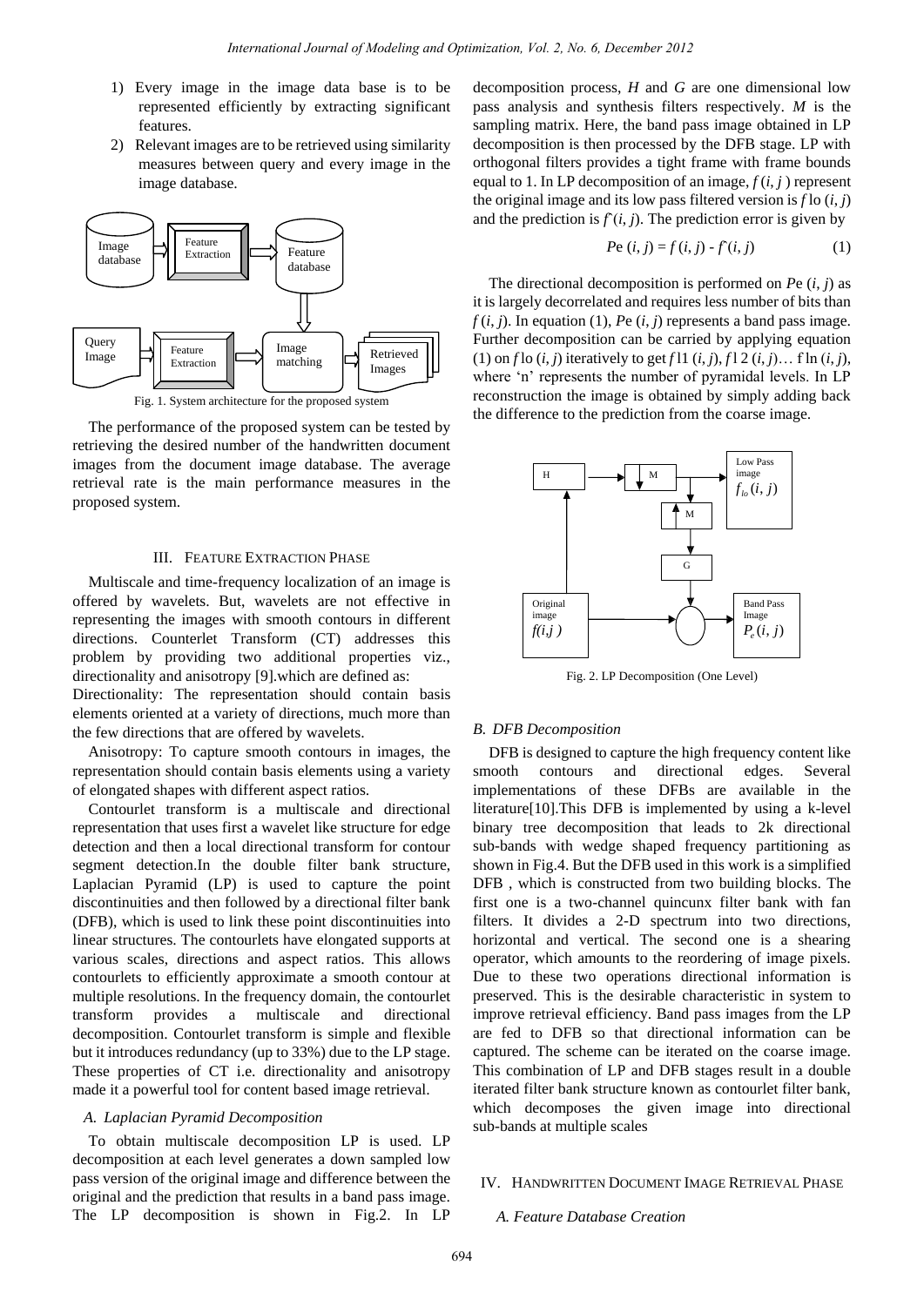1) Every image in the image data base is to be represented efficiently by extracting significant features.
2) Relevant images are to be retrieved using similarity measures between query and every image in the image database.

Image database
Feature Extraction
Feature database
Query Image
Feature Extraction
Image matching
Retrieved Images

Fig. 1. System architecture for the proposed system

The performance of the proposed system can be tested by retrieving the desired number of the handwritten document images from the document image database. The average retrieval rate is the main performance measures in the proposed system.

## III. Feature Extraction Phase

Multiscale and time-frequency localization of an image is offered by wavelets. But, wavelets are not effective in representing the images with smooth contours in different directions. Counterlet Transform (CT) addresses this problem by providing two additional properties viz., directionality and anisotropy [9].which are defined as:

Directionality: The representation should contain basis elements oriented at a variety of directions, much more than the few directions that are offered by wavelets.

Anisotropy: To capture smooth contours in images, the representation should contain basis elements using a variety of elongated shapes with different aspect ratios.

Contourlet transform is a multiscale and directional representation that uses first a wavelet like structure for edge detection and then a local directional transform for contour segment detection.In the double filter bank structure, Laplacian Pyramid (LP) is used to capture the point discontinuities and then followed by a directional filter bank (DFB), which is used to link these point discontinuities into linear structures. The contourlets have elongated supports at various scales, directions and aspect ratios. This allows contourlets to efficiently approximate a smooth contour at multiple resolutions. In the frequency domain, the contourlet transform provides a multiscale and directional decomposition. Contourlet transform is simple and flexible but it introduces redundancy (up to 33%) due to the LP stage. These properties of CT i.e. directionality and anisotropy made it a powerful tool for content based image retrieval.

### *A. Laplacian Pyramid Decomposition*

To obtain multiscale decomposition LP is used. LP decomposition at each level generates a down sampled low pass version of the original image and difference between the original and the prediction that results in a band pass image. The LP decomposition is shown in Fig.2. In LP decomposition process, *H* and *G* are one dimensional low pass analysis and synthesis filters respectively. *M* is the sampling matrix. Here, the band pass image obtained in LP decomposition is then processed by the DFB stage. LP with orthogonal filters provides a tight frame with frame bounds equal to 1. In LP decomposition of an image, $f(i, j)$ represent the original image and its low pass filtered version is $f\text{lo}(i, j)$ and the prediction is $f^{\hat{}}(i, j)$. The prediction error is given by

$$Pe\,(i, j) = f\,(i, j) - f^{\hat{}}(i, j) \qquad (1)$$

The directional decomposition is performed on $Pe\,(i, j)$ as it is largely decorrelated and requires less number of bits than $f\,(i, j)$. In equation (1), $Pe\,(i, j)$ represents a band pass image. Further decomposition can be carried by applying equation (1) on $f\text{lo}\,(i, j)$ iteratively to get $f\text{l1}\,(i, j)$, $f\text{l2}\,(i, j)$… $f\text{ln}\,(i, j)$, where 'n' represents the number of pyramidal levels. In LP reconstruction the image is obtained by simply adding back the difference to the prediction from the coarse image.

H
M
Low Pass image $f_{lo}(i, j)$
M
G
Original image $f(i,j)$
Band Pass Image $P_e(i, j)$

Fig. 2. LP Decomposition (One Level)

### *B. DFB Decomposition*

DFB is designed to capture the high frequency content like smooth contours and directional edges. Several implementations of these DFBs are available in the literature[10].This DFB is implemented by using a k-level binary tree decomposition that leads to 2k directional sub-bands with wedge shaped frequency partitioning as shown in Fig.4. But the DFB used in this work is a simplified DFB , which is constructed from two building blocks. The first one is a two-channel quincunx filter bank with fan filters. It divides a 2-D spectrum into two directions, horizontal and vertical. The second one is a shearing operator, which amounts to the reordering of image pixels. Due to these two operations directional information is preserved. This is the desirable characteristic in system to improve retrieval efficiency. Band pass images from the LP are fed to DFB so that directional information can be captured. The scheme can be iterated on the coarse image. This combination of LP and DFB stages result in a double iterated filter bank structure known as contourlet filter bank, which decomposes the given image into directional sub-bands at multiple scales

## IV. Handwritten Document Image Retrieval Phase

### *A. Feature Database Creation*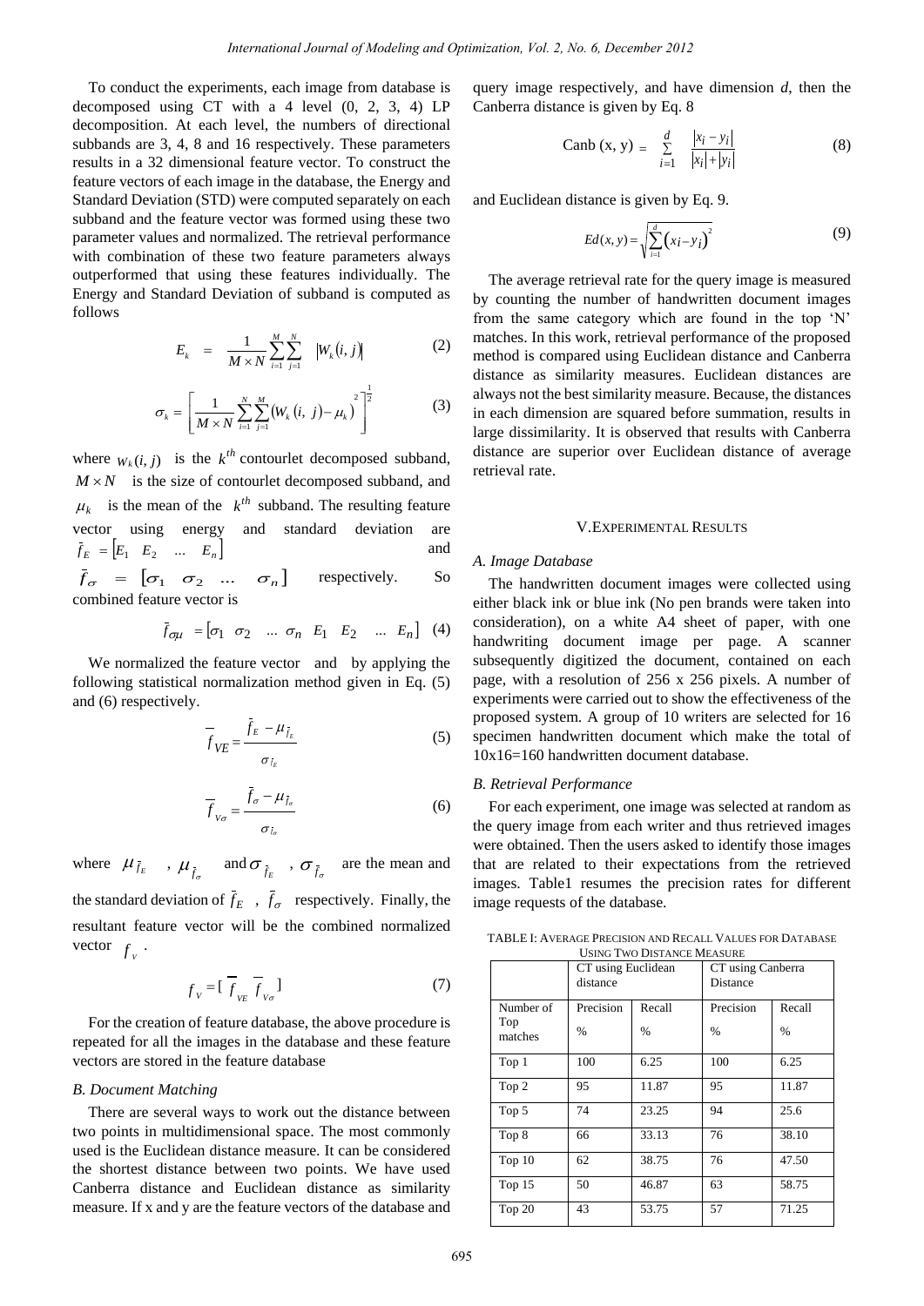To conduct the experiments, each image from database is decomposed using CT with a 4 level (0, 2, 3, 4) LP decomposition. At each level, the numbers of directional subbands are 3, 4, 8 and 16 respectively. These parameters results in a 32 dimensional feature vector. To construct the feature vectors of each image in the database, the Energy and Standard Deviation (STD) were computed separately on each subband and the feature vector was formed using these two parameter values and normalized. The retrieval performance with combination of these two feature parameters always outperformed that using these features individually. The Energy and Standard Deviation of subband is computed as follows

$$E_k = \frac{1}{M \times N} \sum_{i=1}^{M} \sum_{j=1}^{N} |W_k(i, j)| \tag{2}$$

$$\sigma_k = \left[ \frac{1}{M \times N} \sum_{i=1}^{N} \sum_{j=1}^{M} \left( W_k(i, j) - \mu_k \right)^2 \right]^{\frac{1}{2}} \tag{3}$$

where $W_k(i, j)$ is the $k^{th}$ contourlet decomposed subband, $M \times N$ is the size of contourlet decomposed subband, and $\mu_k$ is the mean of the $k^{th}$ subband. The resulting feature vector using energy and standard deviation are $\bar{f}_E = [E_1 \ E_2 \ \dots \ E_n]$ and $\bar{f}_\sigma = [\sigma_1 \ \sigma_2 \ \dots \ \sigma_n]$ respectively. So combined feature vector is

$$\bar{f}_{\sigma\mu} = [\sigma_1 \ \sigma_2 \ \dots \ \sigma_n \ E_1 \ E_2 \ \dots \ E_n] \tag{4}$$

We normalized the feature vector and by applying the following statistical normalization method given in Eq. (5) and (6) respectively.

$$\overline{f}_{VE} = \frac{\bar{f}_E - \mu_{\bar{f}_E}}{\sigma_{\bar{f}_E}} \tag{5}$$

$$\overline{f}_{V\sigma} = \frac{\bar{f}_\sigma - \mu_{\bar{f}_\sigma}}{\sigma_{\bar{f}_\sigma}} \tag{6}$$

where $\mu_{\bar{f}_E}$, $\mu_{\bar{f}_\sigma}$ and $\sigma_{\bar{f}_E}$, $\sigma_{\bar{f}_\sigma}$ are the mean and the standard deviation of $\bar{f}_E$, $\bar{f}_\sigma$ respectively. Finally, the resultant feature vector will be the combined normalized vector $f_V$.

$$f_V = [\ \overline{f}_{VE} \ \overline{f}_{V\sigma}\ ] \tag{7}$$

For the creation of feature database, the above procedure is repeated for all the images in the database and these feature vectors are stored in the feature database

### B. Document Matching

There are several ways to work out the distance between two points in multidimensional space. The most commonly used is the Euclidean distance measure. It can be considered the shortest distance between two points. We have used Canberra distance and Euclidean distance as similarity measure. If x and y are the feature vectors of the database and query image respectively, and have dimension *d*, then the Canberra distance is given by Eq. 8

$$\text{Canb}(x, y) = \sum_{i=1}^{d} \frac{|x_i - y_i|}{|x_i| + |y_i|} \tag{8}$$

and Euclidean distance is given by Eq. 9.

$$Ed(x, y) = \sqrt{\sum_{i=1}^{d} (x_i - y_i)^2} \tag{9}$$

The average retrieval rate for the query image is measured by counting the number of handwritten document images from the same category which are found in the top 'N' matches. In this work, retrieval performance of the proposed method is compared using Euclidean distance and Canberra distance as similarity measures. Euclidean distances are always not the best similarity measure. Because, the distances in each dimension are squared before summation, results in large dissimilarity. It is observed that results with Canberra distance are superior over Euclidean distance of average retrieval rate.

## V. Experimental Results

### A. Image Database

The handwritten document images were collected using either black ink or blue ink (No pen brands were taken into consideration), on a white A4 sheet of paper, with one handwriting document image per page. A scanner subsequently digitized the document, contained on each page, with a resolution of 256 x 256 pixels. A number of experiments were carried out to show the effectiveness of the proposed system. A group of 10 writers are selected for 16 specimen handwritten document which make the total of 10x16=160 handwritten document database.

### B. Retrieval Performance

For each experiment, one image was selected at random as the query image from each writer and thus retrieved images were obtained. Then the users asked to identify those images that are related to their expectations from the retrieved images. Table1 resumes the precision rates for different image requests of the database.

TABLE I: Average Precision and Recall Values for Database Using Two Distance Measure

| | CT using Euclidean distance | | CT using Canberra Distance | |
|---|---|---|---|---|
| Number of Top matches | Precision % | Recall % | Precision % | Recall % |
| Top 1 | 100 | 6.25 | 100 | 6.25 |
| Top 2 | 95 | 11.87 | 95 | 11.87 |
| Top 5 | 74 | 23.25 | 94 | 25.6 |
| Top 8 | 66 | 33.13 | 76 | 38.10 |
| Top 10 | 62 | 38.75 | 76 | 47.50 |
| Top 15 | 50 | 46.87 | 63 | 58.75 |
| Top 20 | 43 | 53.75 | 57 | 71.25 |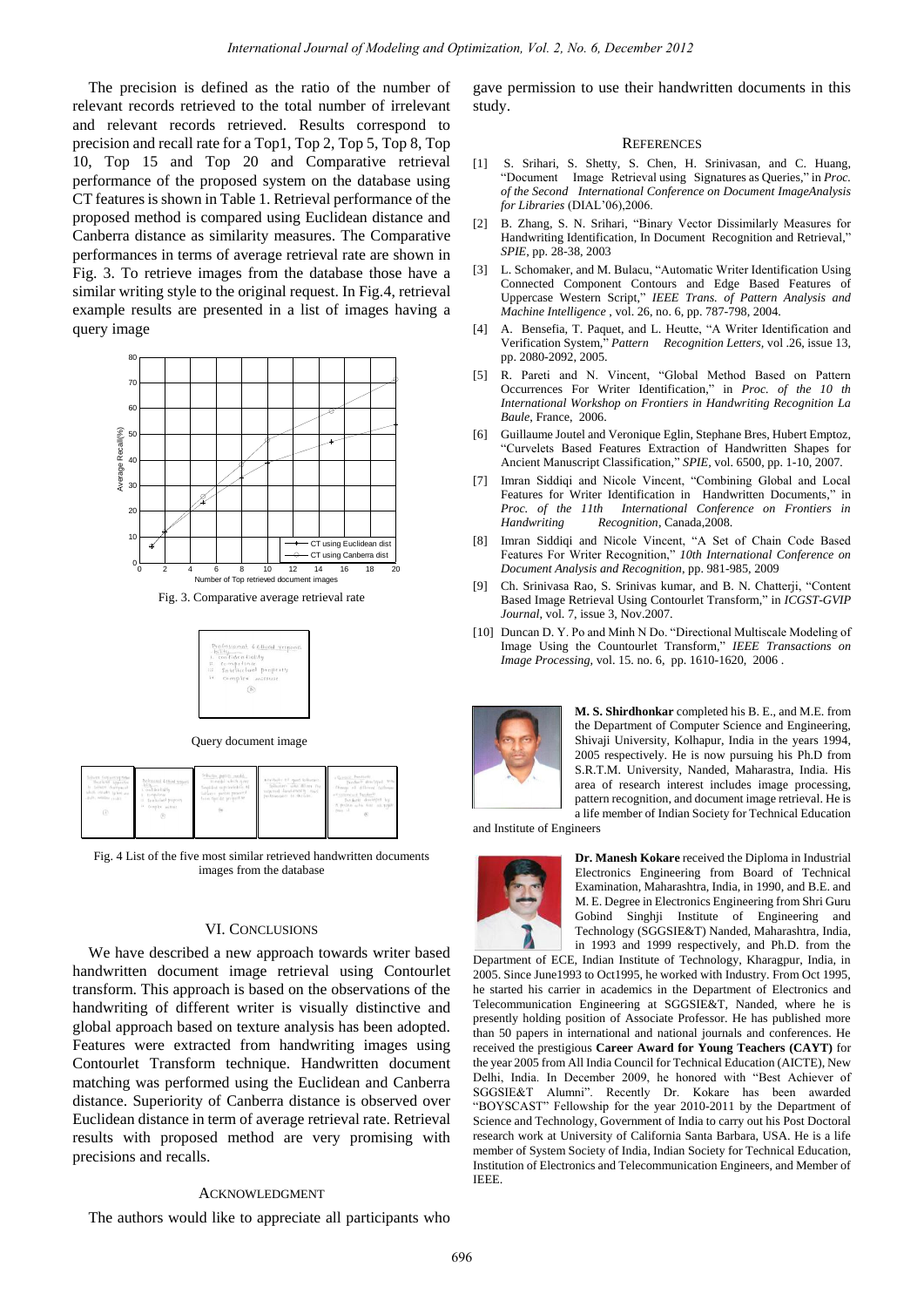The precision is defined as the ratio of the number of relevant records retrieved to the total number of irrelevant and relevant records retrieved. Results correspond to precision and recall rate for a Top1, Top 2, Top 5, Top 8, Top 10, Top 15 and Top 20 and Comparative retrieval performance of the proposed system on the database using CT features is shown in Table 1. Retrieval performance of the proposed method is compared using Euclidean distance and Canberra distance as similarity measures. The Comparative performances in terms of average retrieval rate are shown in Fig. 3. To retrieve images from the database those have a similar writing style to the original request. In Fig.4, retrieval example results are presented in a list of images having a query image

Average Recall(%)
80
70
60
50
40
30
20
10
0
0 2 4 6 8 10 12 14 16 18 20
Number of Top retrieved document images
CT using Euclidean dist
CT using Canberra dist

Fig. 3. Comparative average retrieval rate

Query document image

Fig. 4 List of the five most similar retrieved handwritten documents images from the database

## VI. Conclusions

We have described a new approach towards writer based handwritten document image retrieval using Contourlet transform. This approach is based on the observations of the handwriting of different writer is visually distinctive and global approach based on texture analysis has been adopted. Features were extracted from handwriting images using Contourlet Transform technique. Handwritten document matching was performed using the Euclidean and Canberra distance. Superiority of Canberra distance is observed over Euclidean distance in term of average retrieval rate. Retrieval results with proposed method are very promising with precisions and recalls.

## Acknowledgment

The authors would like to appreciate all participants who gave permission to use their handwritten documents in this study.

## References

[1] S. Srihari, S. Shetty, S. Chen, H. Srinivasan, and C. Huang, "Document Image Retrieval using Signatures as Queries," in *Proc. of the Second International Conference on Document ImageAnalysis for Libraries* (DIAL'06),2006.

[2] B. Zhang, S. N. Srihari, "Binary Vector Dissimilarly Measures for Handwriting Identification, In Document Recognition and Retrieval," *SPIE*, pp. 28-38, 2003

[3] L. Schomaker, and M. Bulacu, "Automatic Writer Identification Using Connected Component Contours and Edge Based Features of Uppercase Western Script," *IEEE Trans. of Pattern Analysis and Machine Intelligence* , vol. 26, no. 6, pp. 787-798, 2004.

[4] A. Bensefia, T. Paquet, and L. Heutte, "A Writer Identification and Verification System," *Pattern Recognition Letters*, vol .26, issue 13, pp. 2080-2092, 2005.

[5] R. Pareti and N. Vincent, "Global Method Based on Pattern Occurrences For Writer Identification," in *Proc. of the 10 th International Workshop on Frontiers in Handwriting Recognition La Baule*, France, 2006.

[6] Guillaume Joutel and Veronique Eglin, Stephane Bres, Hubert Emptoz, "Curvelets Based Features Extraction of Handwritten Shapes for Ancient Manuscript Classification," *SPIE*, vol. 6500, pp. 1-10, 2007.

[7] Imran Siddiqi and Nicole Vincent, "Combining Global and Local Features for Writer Identification in Handwritten Documents," in *Proc. of the 11th International Conference on Frontiers in Handwriting Recognition*, Canada,2008.

[8] Imran Siddiqi and Nicole Vincent, "A Set of Chain Code Based Features For Writer Recognition," *10th International Conference on Document Analysis and Recognition*, pp. 981-985, 2009

[9] Ch. Srinivasa Rao, S. Srinivas kumar, and B. N. Chatterji, "Content Based Image Retrieval Using Contourlet Transform," in *ICGST-GVIP Journal*, vol. 7, issue 3, Nov.2007.

[10] Duncan D. Y. Po and Minh N Do. "Directional Multiscale Modeling of Image Using the Countourlet Transform," *IEEE Transactions on Image Processing*, vol. 15. no. 6, pp. 1610-1620, 2006 .

**M. S. Shirdhonkar** completed his B. E., and M.E. from the Department of Computer Science and Engineering, Shivaji University, Kolhapur, India in the years 1994, 2005 respectively. He is now pursuing his Ph.D from S.R.T.M. University, Nanded, Maharastra, India. His area of research interest includes image processing, pattern recognition, and document image retrieval. He is a life member of Indian Society for Technical Education and Institute of Engineers

**Dr. Manesh Kokare** received the Diploma in Industrial Electronics Engineering from Board of Technical Examination, Maharashtra, India, in 1990, and B.E. and M. E. Degree in Electronics Engineering from Shri Guru Gobind Singhji Institute of Engineering and Technology (SGGSIE&T) Nanded, Maharashtra, India, in 1993 and 1999 respectively, and Ph.D. from the Department of ECE, Indian Institute of Technology, Kharagpur, India, in 2005. Since June1993 to Oct1995, he worked with Industry. From Oct 1995, he started his carrier in academics in the Department of Electronics and Telecommunication Engineering at SGGSIE&T, Nanded, where he is presently holding position of Associate Professor. He has published more than 50 papers in international and national journals and conferences. He received the prestigious **Career Award for Young Teachers (CAYT)** for the year 2005 from All India Council for Technical Education (AICTE), New Delhi, India. In December 2009, he honored with "Best Achiever of SGGSIE&T Alumni". Recently Dr. Kokare has been awarded "BOYSCAST" Fellowship for the year 2010-2011 by the Department of Science and Technology, Government of India to carry out his Post Doctoral research work at University of California Santa Barbara, USA. He is a life member of System Society of India, Indian Society for Technical Education, Institution of Electronics and Telecommunication Engineers, and Member of IEEE.